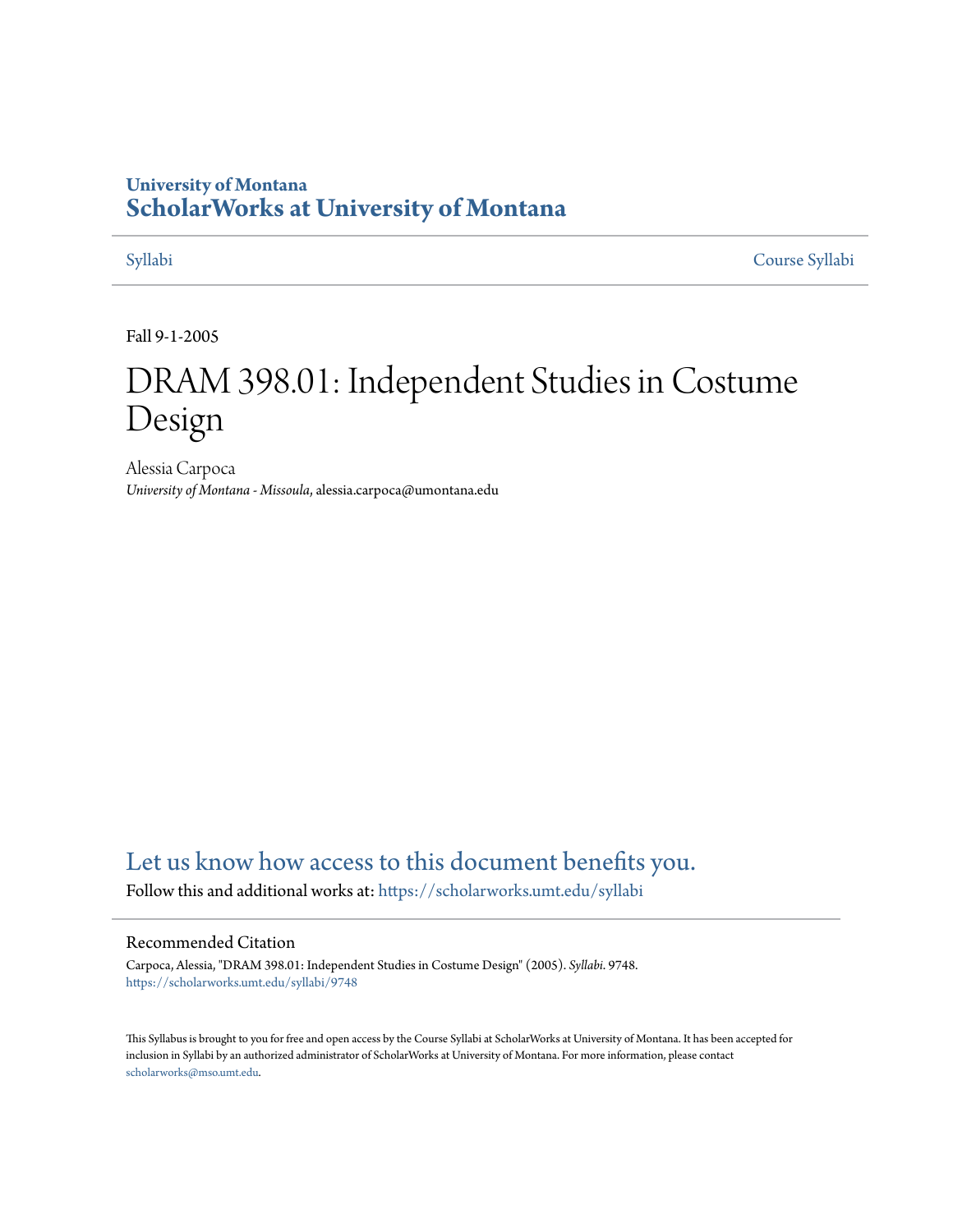University of Montana

# ScholarWorks at University of Montana

Syllabi

Course Syllabi

Fall 9-1-2005

# DRAM 398.01: Independent Studies in Costume Design

Alessia Carpoca

*University of Montana - Missoula*, alessia.carpoca@umontana.edu

Let us know how access to this document benefits you.

Follow this and additional works at: https://scholarworks.umt.edu/syllabi

## Recommended Citation

Carpoca, Alessia, "DRAM 398.01: Independent Studies in Costume Design" (2005). *Syllabi*. 9748.
https://scholarworks.umt.edu/syllabi/9748

This Syllabus is brought to you for free and open access by the Course Syllabi at ScholarWorks at University of Montana. It has been accepted for inclusion in Syllabi by an authorized administrator of ScholarWorks at University of Montana. For more information, please contact scholarworks@mso.umt.edu.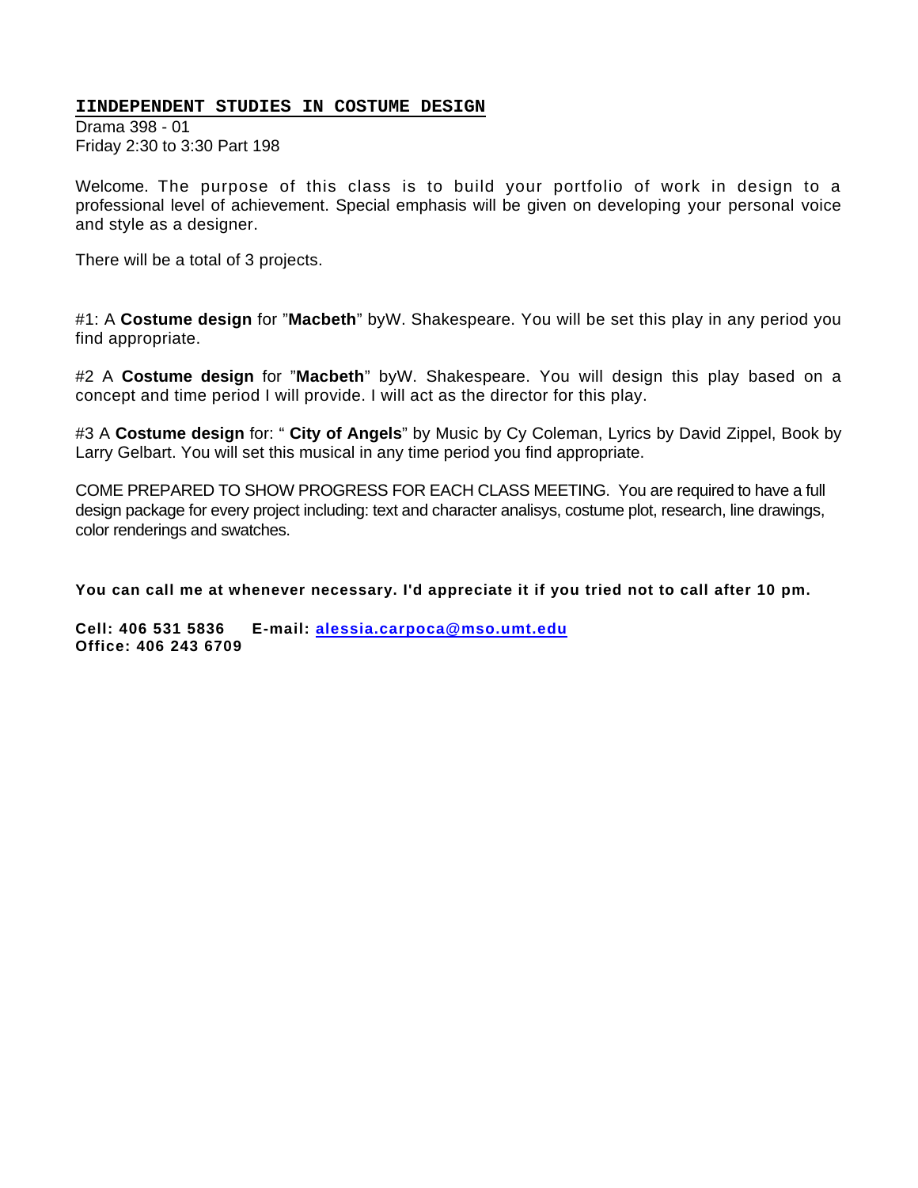## IINDEPENDENT STUDIES IN COSTUME DESIGN

Drama 398 - 01
Friday 2:30 to 3:30 Part 198

Welcome. The purpose of this class is to build your portfolio of work in design to a professional level of achievement. Special emphasis will be given on developing your personal voice and style as a designer.

There will be a total of 3 projects.

#1: A **Costume design** for "**Macbeth**" byW. Shakespeare. You will be set this play in any period you find appropriate.

#2 A **Costume design** for "**Macbeth**" byW. Shakespeare. You will design this play based on a concept and time period I will provide. I will act as the director for this play.

#3 A **Costume design** for: " **City of Angels**" by Music by Cy Coleman, Lyrics by David Zippel, Book by Larry Gelbart. You will set this musical in any time period you find appropriate.

COME PREPARED TO SHOW PROGRESS FOR EACH CLASS MEETING. You are required to have a full design package for every project including: text and character analisys, costume plot, research, line drawings, color renderings and swatches.

**You can call me at whenever necessary. I'd appreciate it if you tried not to call after 10 pm.**

**Cell: 406 531 5836 E-mail: alessia.carpoca@mso.umt.edu**
**Office: 406 243 6709**